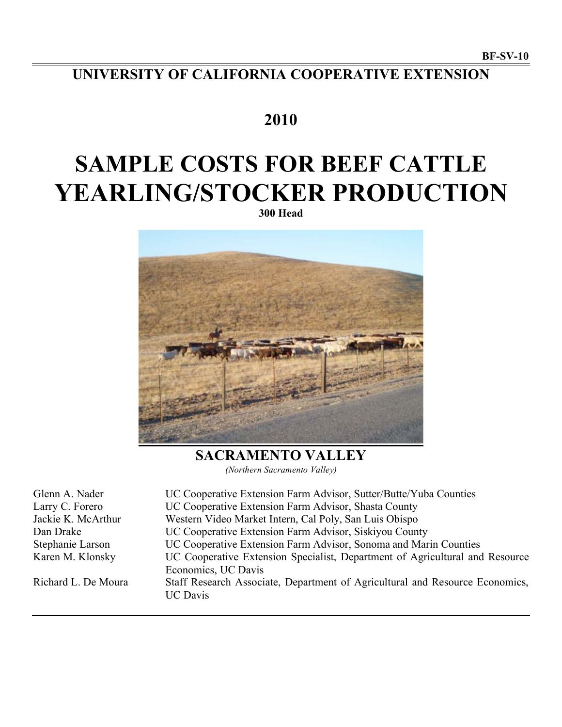BF-SV-10

**UNIVERSITY OF CALIFORNIA COOPERATIVE EXTENSION**

**2010**

# SAMPLE COSTS FOR BEEF CATTLE YEARLING/STOCKER PRODUCTION

**300 Head**

## SACRAMENTO VALLEY

*(Northern Sacramento Valley)*

| | |
|---|---|
| Glenn A. Nader | UC Cooperative Extension Farm Advisor, Sutter/Butte/Yuba Counties |
| Larry C. Forero | UC Cooperative Extension Farm Advisor, Shasta County |
| Jackie K. McArthur | Western Video Market Intern, Cal Poly, San Luis Obispo |
| Dan Drake | UC Cooperative Extension Farm Advisor, Siskiyou County |
| Stephanie Larson | UC Cooperative Extension Farm Advisor, Sonoma and Marin Counties |
| Karen M. Klonsky | UC Cooperative Extension Specialist, Department of Agricultural and Resource Economics, UC Davis |
| Richard L. De Moura | Staff Research Associate, Department of Agricultural and Resource Economics, UC Davis |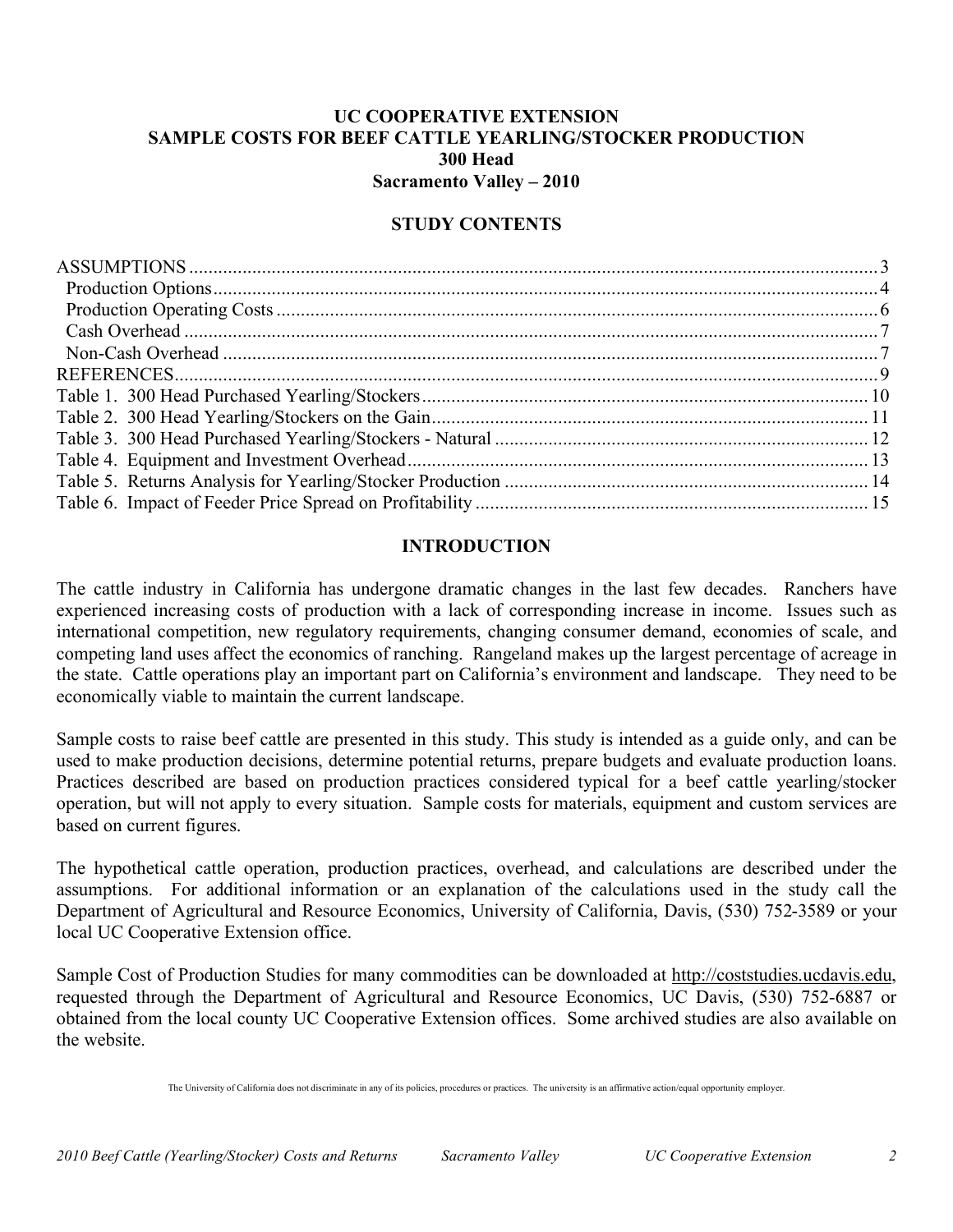# UC COOPERATIVE EXTENSION
# SAMPLE COSTS FOR BEEF CATTLE YEARLING/STOCKER PRODUCTION
# 300 Head
# Sacramento Valley – 2010

## STUDY CONTENTS

| | |
|---|---|
| ASSUMPTIONS | 3 |
| Production Options | 4 |
| Production Operating Costs | 6 |
| Cash Overhead | 7 |
| Non-Cash Overhead | 7 |
| REFERENCES | 9 |
| Table 1. 300 Head Purchased Yearling/Stockers | 10 |
| Table 2. 300 Head Yearling/Stockers on the Gain | 11 |
| Table 3. 300 Head Purchased Yearling/Stockers - Natural | 12 |
| Table 4. Equipment and Investment Overhead | 13 |
| Table 5. Returns Analysis for Yearling/Stocker Production | 14 |
| Table 6. Impact of Feeder Price Spread on Profitability | 15 |

## INTRODUCTION

The cattle industry in California has undergone dramatic changes in the last few decades. Ranchers have experienced increasing costs of production with a lack of corresponding increase in income. Issues such as international competition, new regulatory requirements, changing consumer demand, economies of scale, and competing land uses affect the economics of ranching. Rangeland makes up the largest percentage of acreage in the state. Cattle operations play an important part on California's environment and landscape. They need to be economically viable to maintain the current landscape.

Sample costs to raise beef cattle are presented in this study. This study is intended as a guide only, and can be used to make production decisions, determine potential returns, prepare budgets and evaluate production loans. Practices described are based on production practices considered typical for a beef cattle yearling/stocker operation, but will not apply to every situation. Sample costs for materials, equipment and custom services are based on current figures.

The hypothetical cattle operation, production practices, overhead, and calculations are described under the assumptions. For additional information or an explanation of the calculations used in the study call the Department of Agricultural and Resource Economics, University of California, Davis, (530) 752-3589 or your local UC Cooperative Extension office.

Sample Cost of Production Studies for many commodities can be downloaded at http://coststudies.ucdavis.edu, requested through the Department of Agricultural and Resource Economics, UC Davis, (530) 752-6887 or obtained from the local county UC Cooperative Extension offices. Some archived studies are also available on the website.

The University of California does not discriminate in any of its policies, procedures or practices. The university is an affirmative action/equal opportunity employer.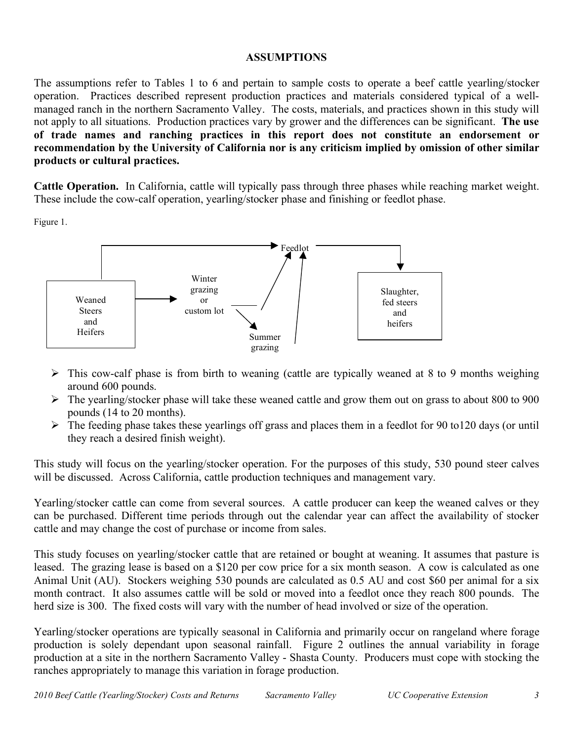## ASSUMPTIONS

The assumptions refer to Tables 1 to 6 and pertain to sample costs to operate a beef cattle yearling/stocker operation. Practices described represent production practices and materials considered typical of a well-managed ranch in the northern Sacramento Valley. The costs, materials, and practices shown in this study will not apply to all situations. Production practices vary by grower and the differences can be significant. **The use of trade names and ranching practices in this report does not constitute an endorsement or recommendation by the University of California nor is any criticism implied by omission of other similar products or cultural practices.**

**Cattle Operation.** In California, cattle will typically pass through three phases while reaching market weight. These include the cow-calf operation, yearling/stocker phase and finishing or feedlot phase.

Figure 1.

Weaned Steers and Heifers → Winter grazing or custom lot → Summer grazing → Feedlot → Slaughter, fed steers and heifers

- This cow-calf phase is from birth to weaning (cattle are typically weaned at 8 to 9 months weighing around 600 pounds.
- The yearling/stocker phase will take these weaned cattle and grow them out on grass to about 800 to 900 pounds (14 to 20 months).
- The feeding phase takes these yearlings off grass and places them in a feedlot for 90 to120 days (or until they reach a desired finish weight).

This study will focus on the yearling/stocker operation. For the purposes of this study, 530 pound steer calves will be discussed. Across California, cattle production techniques and management vary.

Yearling/stocker cattle can come from several sources. A cattle producer can keep the weaned calves or they can be purchased. Different time periods through out the calendar year can affect the availability of stocker cattle and may change the cost of purchase or income from sales.

This study focuses on yearling/stocker cattle that are retained or bought at weaning. It assumes that pasture is leased. The grazing lease is based on a $120 per cow price for a six month season. A cow is calculated as one Animal Unit (AU). Stockers weighing 530 pounds are calculated as 0.5 AU and cost $60 per animal for a six month contract. It also assumes cattle will be sold or moved into a feedlot once they reach 800 pounds. The herd size is 300. The fixed costs will vary with the number of head involved or size of the operation.

Yearling/stocker operations are typically seasonal in California and primarily occur on rangeland where forage production is solely dependant upon seasonal rainfall. Figure 2 outlines the annual variability in forage production at a site in the northern Sacramento Valley - Shasta County. Producers must cope with stocking the ranches appropriately to manage this variation in forage production.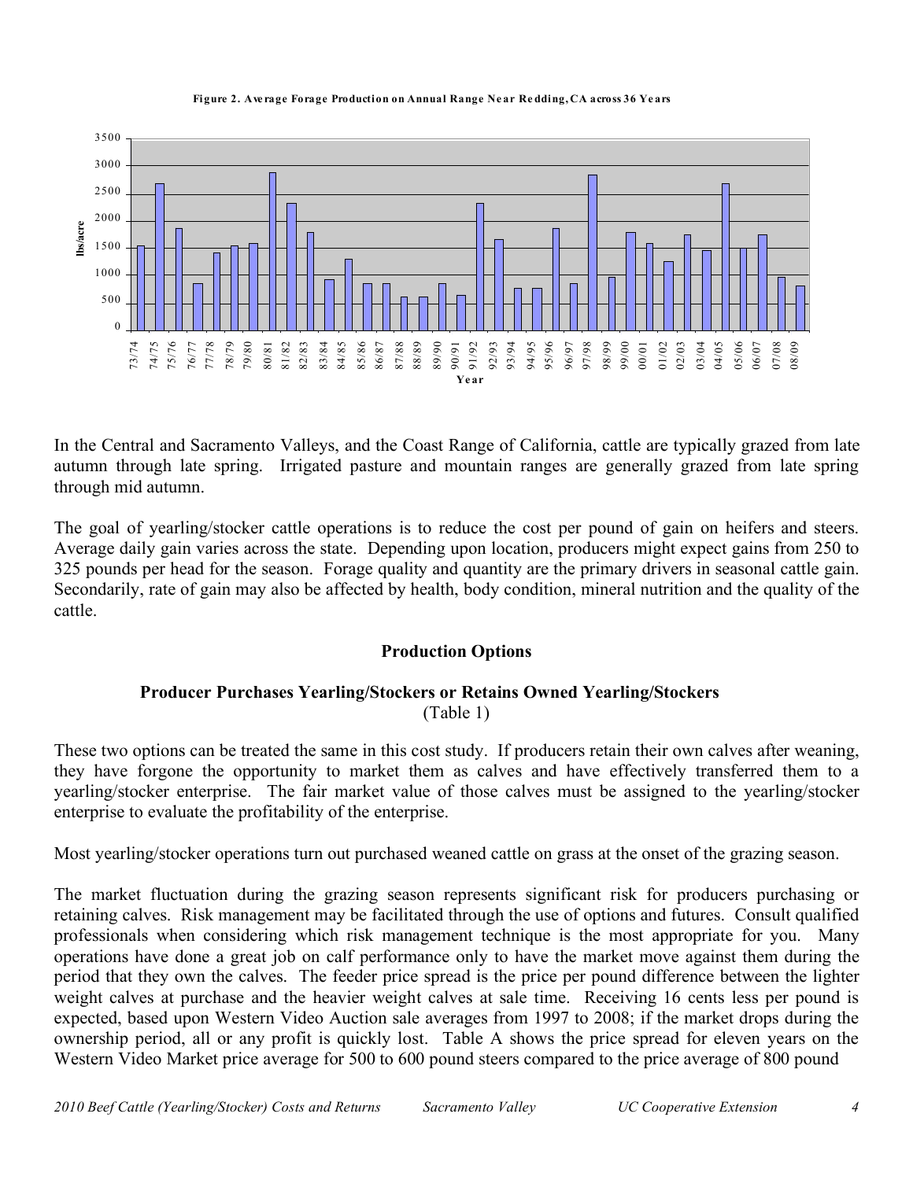**Figure 2. Average Forage Production on Annual Range Near Redding, CA across 36 Years**

In the Central and Sacramento Valleys, and the Coast Range of California, cattle are typically grazed from late autumn through late spring. Irrigated pasture and mountain ranges are generally grazed from late spring through mid autumn.

The goal of yearling/stocker cattle operations is to reduce the cost per pound of gain on heifers and steers. Average daily gain varies across the state. Depending upon location, producers might expect gains from 250 to 325 pounds per head for the season. Forage quality and quantity are the primary drivers in seasonal cattle gain. Secondarily, rate of gain may also be affected by health, body condition, mineral nutrition and the quality of the cattle.

## Production Options

### Producer Purchases Yearling/Stockers or Retains Owned Yearling/Stockers

(Table 1)

These two options can be treated the same in this cost study. If producers retain their own calves after weaning, they have forgone the opportunity to market them as calves and have effectively transferred them to a yearling/stocker enterprise. The fair market value of those calves must be assigned to the yearling/stocker enterprise to evaluate the profitability of the enterprise.

Most yearling/stocker operations turn out purchased weaned cattle on grass at the onset of the grazing season.

The market fluctuation during the grazing season represents significant risk for producers purchasing or retaining calves. Risk management may be facilitated through the use of options and futures. Consult qualified professionals when considering which risk management technique is the most appropriate for you. Many operations have done a great job on calf performance only to have the market move against them during the period that they own the calves. The feeder price spread is the price per pound difference between the lighter weight calves at purchase and the heavier weight calves at sale time. Receiving 16 cents less per pound is expected, based upon Western Video Auction sale averages from 1997 to 2008; if the market drops during the ownership period, all or any profit is quickly lost. Table A shows the price spread for eleven years on the Western Video Market price average for 500 to 600 pound steers compared to the price average of 800 pound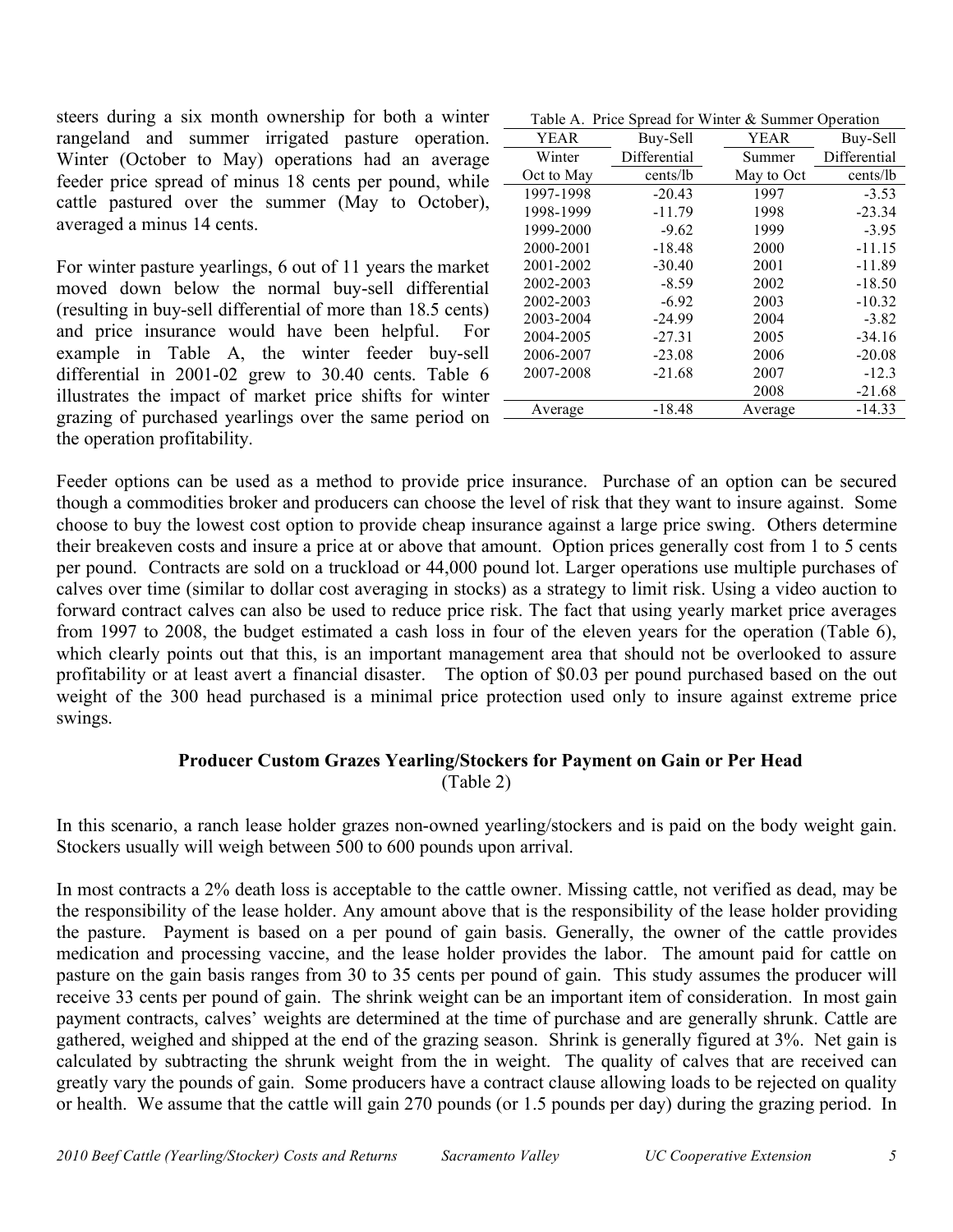steers during a six month ownership for both a winter rangeland and summer irrigated pasture operation. Winter (October to May) operations had an average feeder price spread of minus 18 cents per pound, while cattle pastured over the summer (May to October), averaged a minus 14 cents.

For winter pasture yearlings, 6 out of 11 years the market moved down below the normal buy-sell differential (resulting in buy-sell differential of more than 18.5 cents) and price insurance would have been helpful. For example in Table A, the winter feeder buy-sell differential in 2001-02 grew to 30.40 cents. Table 6 illustrates the impact of market price shifts for winter grazing of purchased yearlings over the same period on the operation profitability.

Table A. Price Spread for Winter & Summer Operation

| YEAR | Buy-Sell | YEAR | Buy-Sell |
|---|---|---|---|
| Winter | Differential | Summer | Differential |
| Oct to May | cents/lb | May to Oct | cents/lb |
| 1997-1998 | -20.43 | 1997 | -3.53 |
| 1998-1999 | -11.79 | 1998 | -23.34 |
| 1999-2000 | -9.62 | 1999 | -3.95 |
| 2000-2001 | -18.48 | 2000 | -11.15 |
| 2001-2002 | -30.40 | 2001 | -11.89 |
| 2002-2003 | -8.59 | 2002 | -18.50 |
| 2002-2003 | -6.92 | 2003 | -10.32 |
| 2003-2004 | -24.99 | 2004 | -3.82 |
| 2004-2005 | -27.31 | 2005 | -34.16 |
| 2006-2007 | -23.08 | 2006 | -20.08 |
| 2007-2008 | -21.68 | 2007 | -12.3 |
| | | 2008 | -21.68 |
| Average | -18.48 | Average | -14.33 |

Feeder options can be used as a method to provide price insurance. Purchase of an option can be secured though a commodities broker and producers can choose the level of risk that they want to insure against. Some choose to buy the lowest cost option to provide cheap insurance against a large price swing. Others determine their breakeven costs and insure a price at or above that amount. Option prices generally cost from 1 to 5 cents per pound. Contracts are sold on a truckload or 44,000 pound lot. Larger operations use multiple purchases of calves over time (similar to dollar cost averaging in stocks) as a strategy to limit risk. Using a video auction to forward contract calves can also be used to reduce price risk. The fact that using yearly market price averages from 1997 to 2008, the budget estimated a cash loss in four of the eleven years for the operation (Table 6), which clearly points out that this, is an important management area that should not be overlooked to assure profitability or at least avert a financial disaster. The option of $0.03 per pound purchased based on the out weight of the 300 head purchased is a minimal price protection used only to insure against extreme price swings.

## Producer Custom Grazes Yearling/Stockers for Payment on Gain or Per Head

(Table 2)

In this scenario, a ranch lease holder grazes non-owned yearling/stockers and is paid on the body weight gain. Stockers usually will weigh between 500 to 600 pounds upon arrival.

In most contracts a 2% death loss is acceptable to the cattle owner. Missing cattle, not verified as dead, may be the responsibility of the lease holder. Any amount above that is the responsibility of the lease holder providing the pasture. Payment is based on a per pound of gain basis. Generally, the owner of the cattle provides medication and processing vaccine, and the lease holder provides the labor. The amount paid for cattle on pasture on the gain basis ranges from 30 to 35 cents per pound of gain. This study assumes the producer will receive 33 cents per pound of gain. The shrink weight can be an important item of consideration. In most gain payment contracts, calves' weights are determined at the time of purchase and are generally shrunk. Cattle are gathered, weighed and shipped at the end of the grazing season. Shrink is generally figured at 3%. Net gain is calculated by subtracting the shrunk weight from the in weight. The quality of calves that are received can greatly vary the pounds of gain. Some producers have a contract clause allowing loads to be rejected on quality or health. We assume that the cattle will gain 270 pounds (or 1.5 pounds per day) during the grazing period. In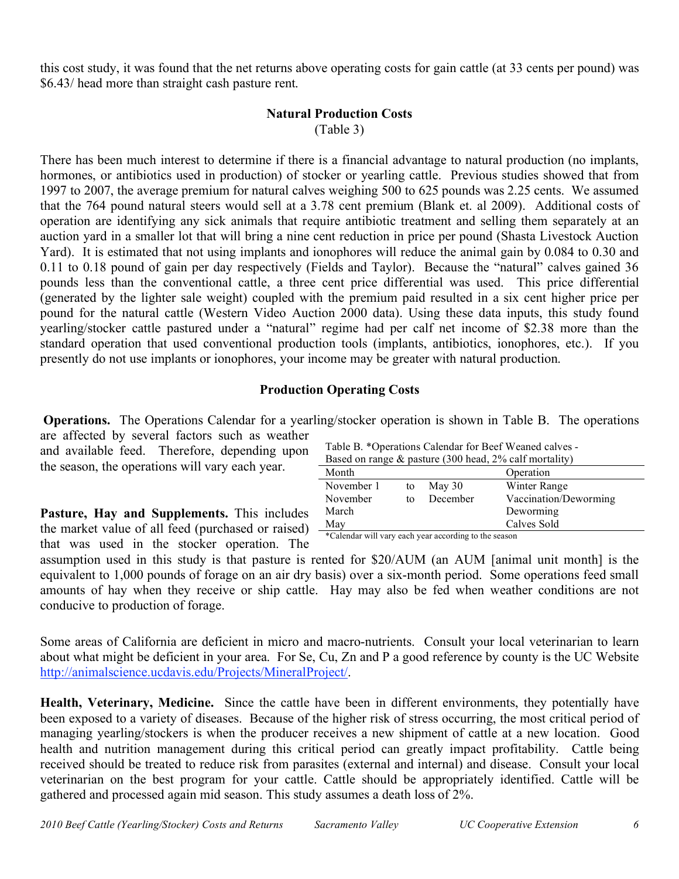this cost study, it was found that the net returns above operating costs for gain cattle (at 33 cents per pound) was $6.43/ head more than straight cash pasture rent.

## Natural Production Costs

(Table 3)

There has been much interest to determine if there is a financial advantage to natural production (no implants, hormones, or antibiotics used in production) of stocker or yearling cattle. Previous studies showed that from 1997 to 2007, the average premium for natural calves weighing 500 to 625 pounds was 2.25 cents. We assumed that the 764 pound natural steers would sell at a 3.78 cent premium (Blank et. al 2009). Additional costs of operation are identifying any sick animals that require antibiotic treatment and selling them separately at an auction yard in a smaller lot that will bring a nine cent reduction in price per pound (Shasta Livestock Auction Yard). It is estimated that not using implants and ionophores will reduce the animal gain by 0.084 to 0.30 and 0.11 to 0.18 pound of gain per day respectively (Fields and Taylor). Because the "natural" calves gained 36 pounds less than the conventional cattle, a three cent price differential was used. This price differential (generated by the lighter sale weight) coupled with the premium paid resulted in a six cent higher price per pound for the natural cattle (Western Video Auction 2000 data). Using these data inputs, this study found yearling/stocker cattle pastured under a "natural" regime had per calf net income of $2.38 more than the standard operation that used conventional production tools (implants, antibiotics, ionophores, etc.). If you presently do not use implants or ionophores, your income may be greater with natural production.

## Production Operating Costs

**Operations.** The Operations Calendar for a yearling/stocker operation is shown in Table B. The operations are affected by several factors such as weather and available feed. Therefore, depending upon the season, the operations will vary each year.

Table B. *Operations Calendar for Beef Weaned calves - Based on range & pasture (300 head, 2% calf mortality)

| Month | | | Operation |
|---|---|---|---|
| November 1 | to | May 30 | Winter Range |
| November | to | December | Vaccination/Deworming |
| March | | | Deworming |
| May | | | Calves Sold |

*Calendar will vary each year according to the season

**Pasture, Hay and Supplements.** This includes the market value of all feed (purchased or raised) that was used in the stocker operation. The assumption used in this study is that pasture is rented for $20/AUM (an AUM [animal unit month] is the equivalent to 1,000 pounds of forage on an air dry basis) over a six-month period. Some operations feed small amounts of hay when they receive or ship cattle. Hay may also be fed when weather conditions are not conducive to production of forage.

Some areas of California are deficient in micro and macro-nutrients. Consult your local veterinarian to learn about what might be deficient in your area. For Se, Cu, Zn and P a good reference by county is the UC Website http://animalscience.ucdavis.edu/Projects/MineralProject/.

**Health, Veterinary, Medicine.** Since the cattle have been in different environments, they potentially have been exposed to a variety of diseases. Because of the higher risk of stress occurring, the most critical period of managing yearling/stockers is when the producer receives a new shipment of cattle at a new location. Good health and nutrition management during this critical period can greatly impact profitability. Cattle being received should be treated to reduce risk from parasites (external and internal) and disease. Consult your local veterinarian on the best program for your cattle. Cattle should be appropriately identified. Cattle will be gathered and processed again mid season. This study assumes a death loss of 2%.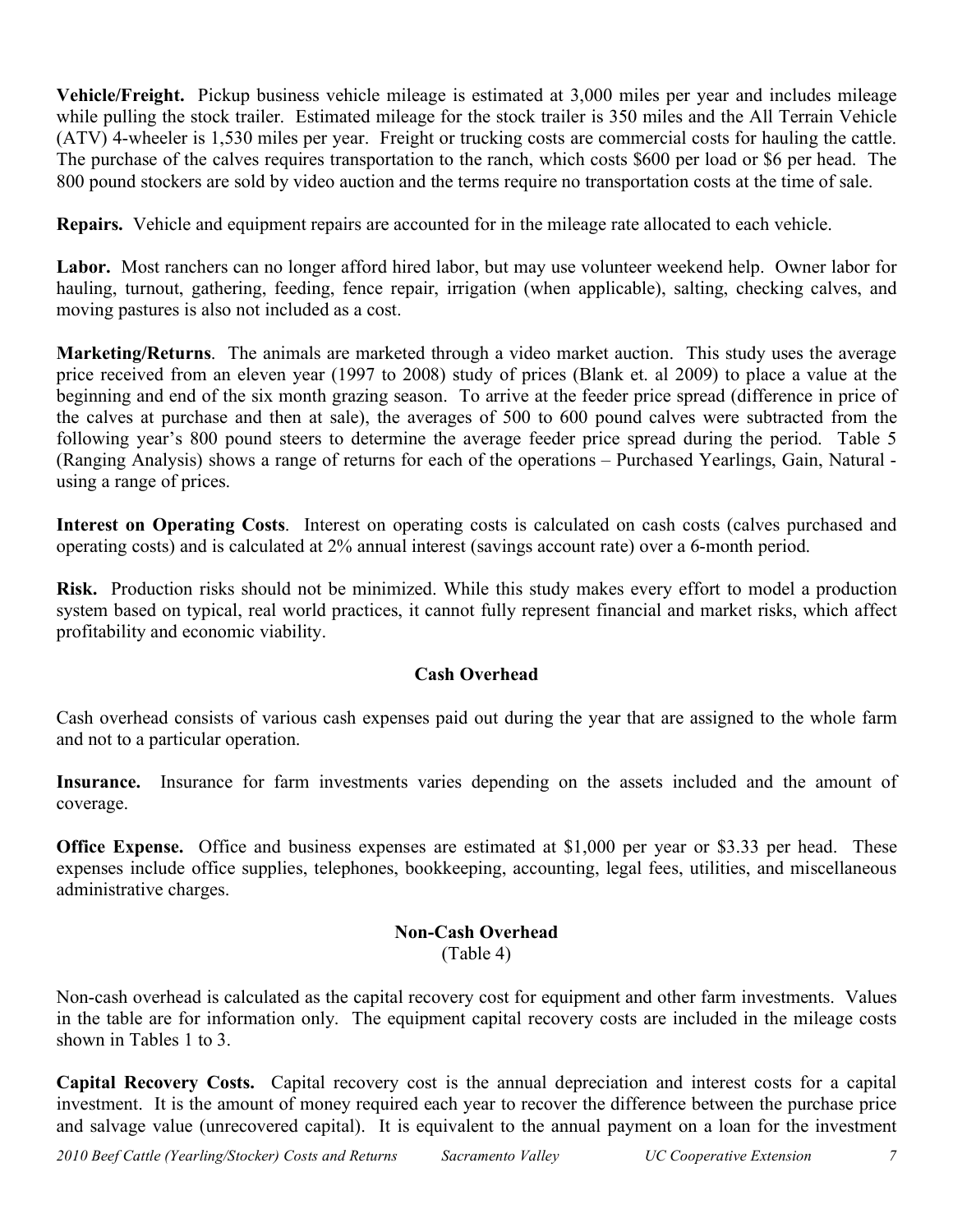**Vehicle/Freight.** Pickup business vehicle mileage is estimated at 3,000 miles per year and includes mileage while pulling the stock trailer. Estimated mileage for the stock trailer is 350 miles and the All Terrain Vehicle (ATV) 4-wheeler is 1,530 miles per year. Freight or trucking costs are commercial costs for hauling the cattle. The purchase of the calves requires transportation to the ranch, which costs $600 per load or $6 per head. The 800 pound stockers are sold by video auction and the terms require no transportation costs at the time of sale.

**Repairs.** Vehicle and equipment repairs are accounted for in the mileage rate allocated to each vehicle.

**Labor.** Most ranchers can no longer afford hired labor, but may use volunteer weekend help. Owner labor for hauling, turnout, gathering, feeding, fence repair, irrigation (when applicable), salting, checking calves, and moving pastures is also not included as a cost.

**Marketing/Returns**. The animals are marketed through a video market auction. This study uses the average price received from an eleven year (1997 to 2008) study of prices (Blank et. al 2009) to place a value at the beginning and end of the six month grazing season. To arrive at the feeder price spread (difference in price of the calves at purchase and then at sale), the averages of 500 to 600 pound calves were subtracted from the following year's 800 pound steers to determine the average feeder price spread during the period. Table 5 (Ranging Analysis) shows a range of returns for each of the operations – Purchased Yearlings, Gain, Natural - using a range of prices.

**Interest on Operating Costs**. Interest on operating costs is calculated on cash costs (calves purchased and operating costs) and is calculated at 2% annual interest (savings account rate) over a 6-month period.

**Risk.** Production risks should not be minimized. While this study makes every effort to model a production system based on typical, real world practices, it cannot fully represent financial and market risks, which affect profitability and economic viability.

## Cash Overhead

Cash overhead consists of various cash expenses paid out during the year that are assigned to the whole farm and not to a particular operation.

**Insurance.** Insurance for farm investments varies depending on the assets included and the amount of coverage.

**Office Expense.** Office and business expenses are estimated at $1,000 per year or $3.33 per head. These expenses include office supplies, telephones, bookkeeping, accounting, legal fees, utilities, and miscellaneous administrative charges.

## Non-Cash Overhead

(Table 4)

Non-cash overhead is calculated as the capital recovery cost for equipment and other farm investments. Values in the table are for information only. The equipment capital recovery costs are included in the mileage costs shown in Tables 1 to 3.

**Capital Recovery Costs.** Capital recovery cost is the annual depreciation and interest costs for a capital investment. It is the amount of money required each year to recover the difference between the purchase price and salvage value (unrecovered capital). It is equivalent to the annual payment on a loan for the investment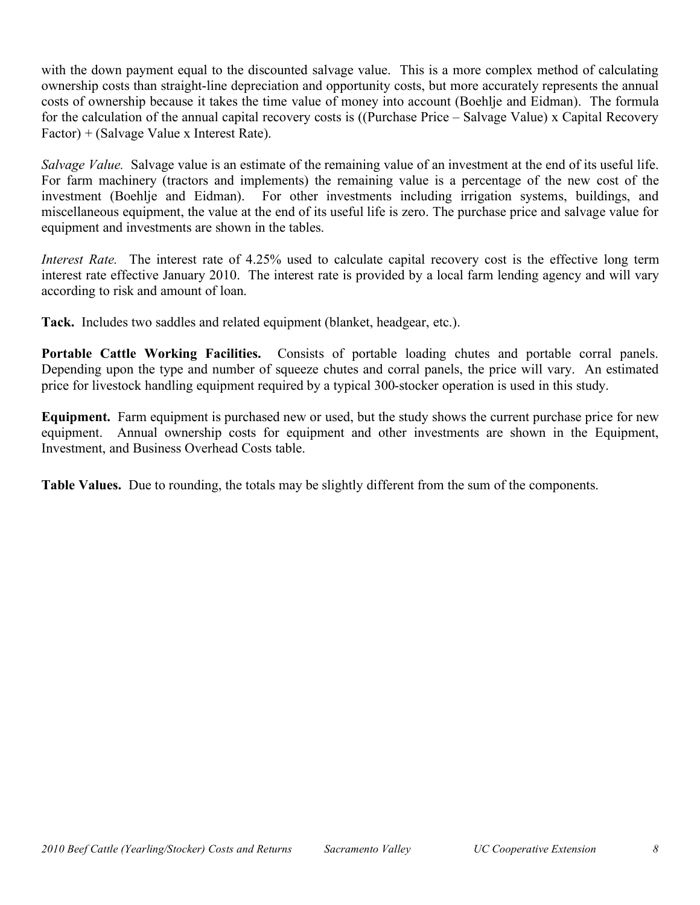with the down payment equal to the discounted salvage value. This is a more complex method of calculating ownership costs than straight-line depreciation and opportunity costs, but more accurately represents the annual costs of ownership because it takes the time value of money into account (Boehlje and Eidman). The formula for the calculation of the annual capital recovery costs is ((Purchase Price – Salvage Value) x Capital Recovery Factor) + (Salvage Value x Interest Rate).

*Salvage Value.* Salvage value is an estimate of the remaining value of an investment at the end of its useful life. For farm machinery (tractors and implements) the remaining value is a percentage of the new cost of the investment (Boehlje and Eidman). For other investments including irrigation systems, buildings, and miscellaneous equipment, the value at the end of its useful life is zero. The purchase price and salvage value for equipment and investments are shown in the tables.

*Interest Rate.* The interest rate of 4.25% used to calculate capital recovery cost is the effective long term interest rate effective January 2010. The interest rate is provided by a local farm lending agency and will vary according to risk and amount of loan.

**Tack.** Includes two saddles and related equipment (blanket, headgear, etc.).

**Portable Cattle Working Facilities.** Consists of portable loading chutes and portable corral panels. Depending upon the type and number of squeeze chutes and corral panels, the price will vary. An estimated price for livestock handling equipment required by a typical 300-stocker operation is used in this study.

**Equipment.** Farm equipment is purchased new or used, but the study shows the current purchase price for new equipment. Annual ownership costs for equipment and other investments are shown in the Equipment, Investment, and Business Overhead Costs table.

**Table Values.** Due to rounding, the totals may be slightly different from the sum of the components.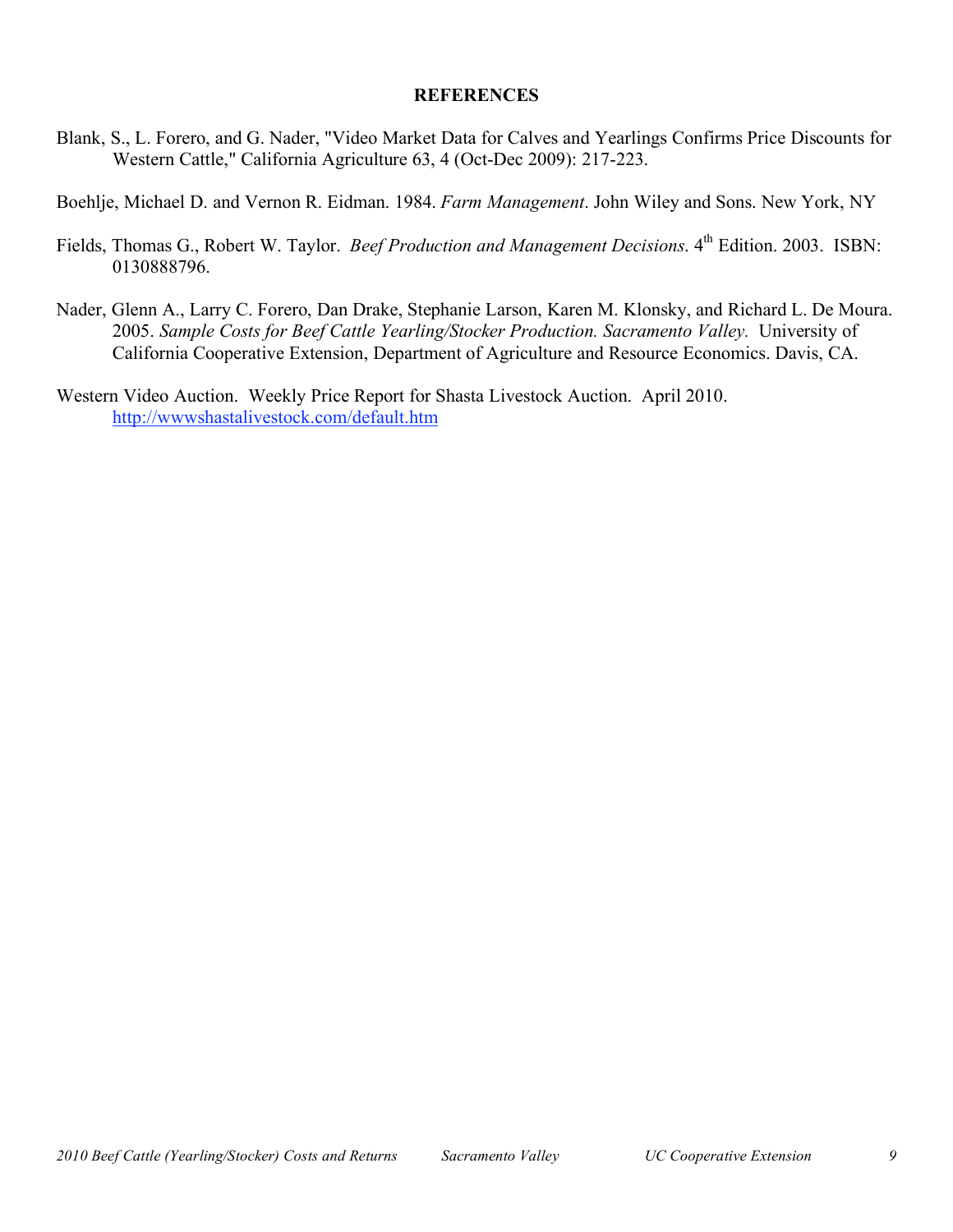## REFERENCES

Blank, S., L. Forero, and G. Nader, "Video Market Data for Calves and Yearlings Confirms Price Discounts for Western Cattle," California Agriculture 63, 4 (Oct-Dec 2009): 217-223.

Boehlje, Michael D. and Vernon R. Eidman. 1984. *Farm Management*. John Wiley and Sons. New York, NY

Fields, Thomas G., Robert W. Taylor. *Beef Production and Management Decisions*. 4th Edition. 2003. ISBN: 0130888796.

Nader, Glenn A., Larry C. Forero, Dan Drake, Stephanie Larson, Karen M. Klonsky, and Richard L. De Moura. 2005. *Sample Costs for Beef Cattle Yearling/Stocker Production. Sacramento Valley.* University of California Cooperative Extension, Department of Agriculture and Resource Economics. Davis, CA.

Western Video Auction. Weekly Price Report for Shasta Livestock Auction. April 2010. http://wwwshastalivestock.com/default.htm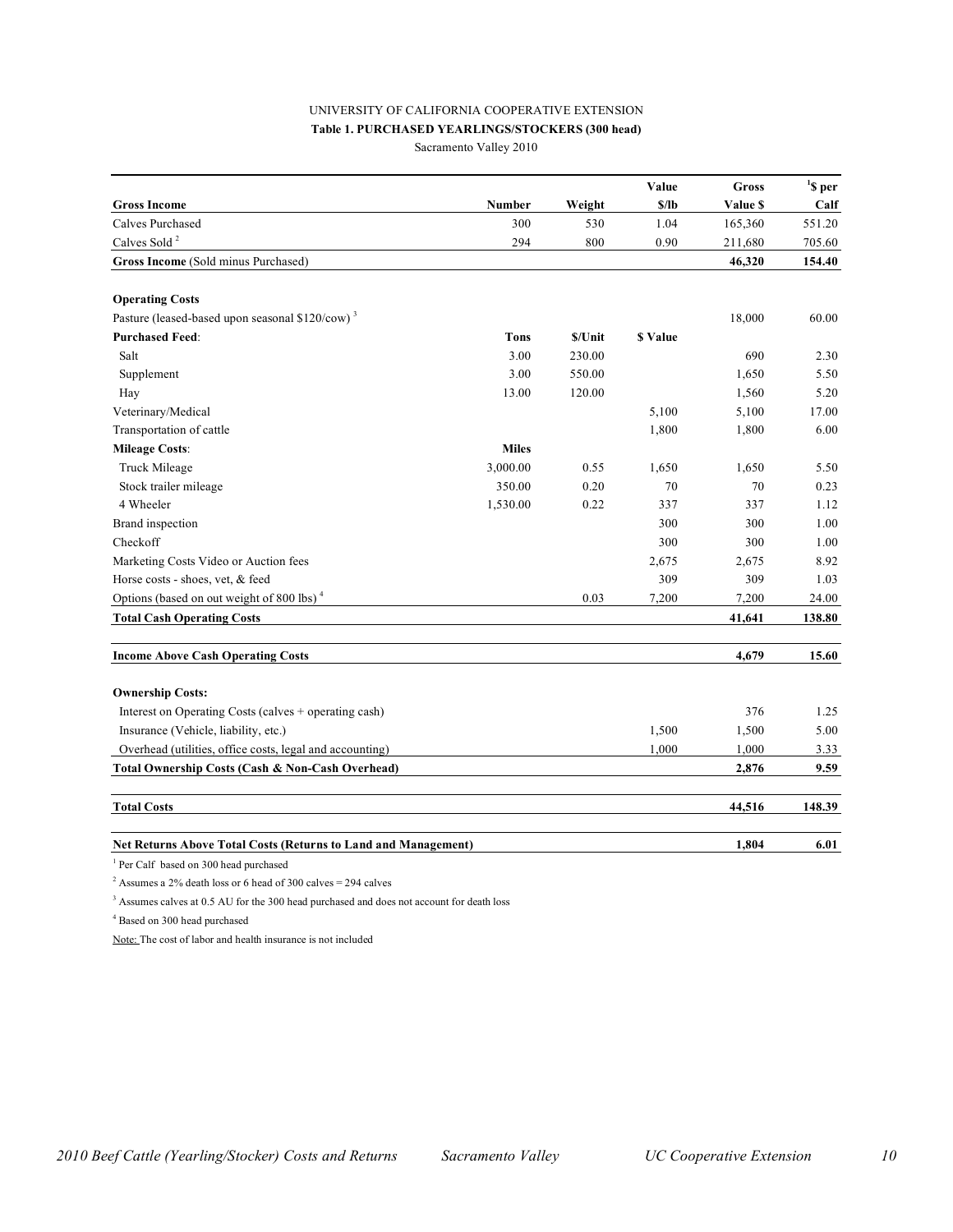UNIVERSITY OF CALIFORNIA COOPERATIVE EXTENSION

**Table 1. PURCHASED YEARLINGS/STOCKERS (300 head)**

Sacramento Valley 2010

| **Gross Income** | **Number** | **Weight** | **Value $/lb** | **Gross Value $** | **[1]$ per Calf** |
|---|---|---|---|---|---|
| Calves Purchased | 300 | 530 | 1.04 | 165,360 | 551.20 |
| Calves Sold [2] | 294 | 800 | 0.90 | 211,680 | 705.60 |
| **Gross Income** (Sold minus Purchased) | | | | **46,320** | **154.40** |
| | | | | | |
| **Operating Costs** | | | | | |
| Pasture (leased-based upon seasonal $120/cow) [3] | | | | 18,000 | 60.00 |
| **Purchased Feed**: | **Tons** | **$/Unit** | **$ Value** | | |
| Salt | 3.00 | 230.00 | | 690 | 2.30 |
| Supplement | 3.00 | 550.00 | | 1,650 | 5.50 |
| Hay | 13.00 | 120.00 | | 1,560 | 5.20 |
| Veterinary/Medical | | | 5,100 | 5,100 | 17.00 |
| Transportation of cattle | | | 1,800 | 1,800 | 6.00 |
| **Mileage Costs**: | **Miles** | | | | |
| Truck Mileage | 3,000.00 | 0.55 | 1,650 | 1,650 | 5.50 |
| Stock trailer mileage | 350.00 | 0.20 | 70 | 70 | 0.23 |
| 4 Wheeler | 1,530.00 | 0.22 | 337 | 337 | 1.12 |
| Brand inspection | | | 300 | 300 | 1.00 |
| Checkoff | | | 300 | 300 | 1.00 |
| Marketing Costs Video or Auction fees | | | 2,675 | 2,675 | 8.92 |
| Horse costs - shoes, vet, & feed | | | 309 | 309 | 1.03 |
| Options (based on out weight of 800 lbs) [4] | | 0.03 | 7,200 | 7,200 | 24.00 |
| **Total Cash Operating Costs** | | | | **41,641** | **138.80** |
| | | | | | |
| **Income Above Cash Operating Costs** | | | | **4,679** | **15.60** |
| | | | | | |
| **Ownership Costs:** | | | | | |
| Interest on Operating Costs (calves + operating cash) | | | | 376 | 1.25 |
| Insurance (Vehicle, liability, etc.) | | | 1,500 | 1,500 | 5.00 |
| Overhead (utilities, office costs, legal and accounting) | | | 1,000 | 1,000 | 3.33 |
| **Total Ownership Costs (Cash & Non-Cash Overhead)** | | | | **2,876** | **9.59** |
| | | | | | |
| **Total Costs** | | | | **44,516** | **148.39** |
| | | | | | |
| **Net Returns Above Total Costs (Returns to Land and Management)** | | | | **1,804** | **6.01** |

[1] Per Calf based on 300 head purchased

[2] Assumes a 2% death loss or 6 head of 300 calves = 294 calves

[3] Assumes calves at 0.5 AU for the 300 head purchased and does not account for death loss

[4] Based on 300 head purchased

Note: The cost of labor and health insurance is not included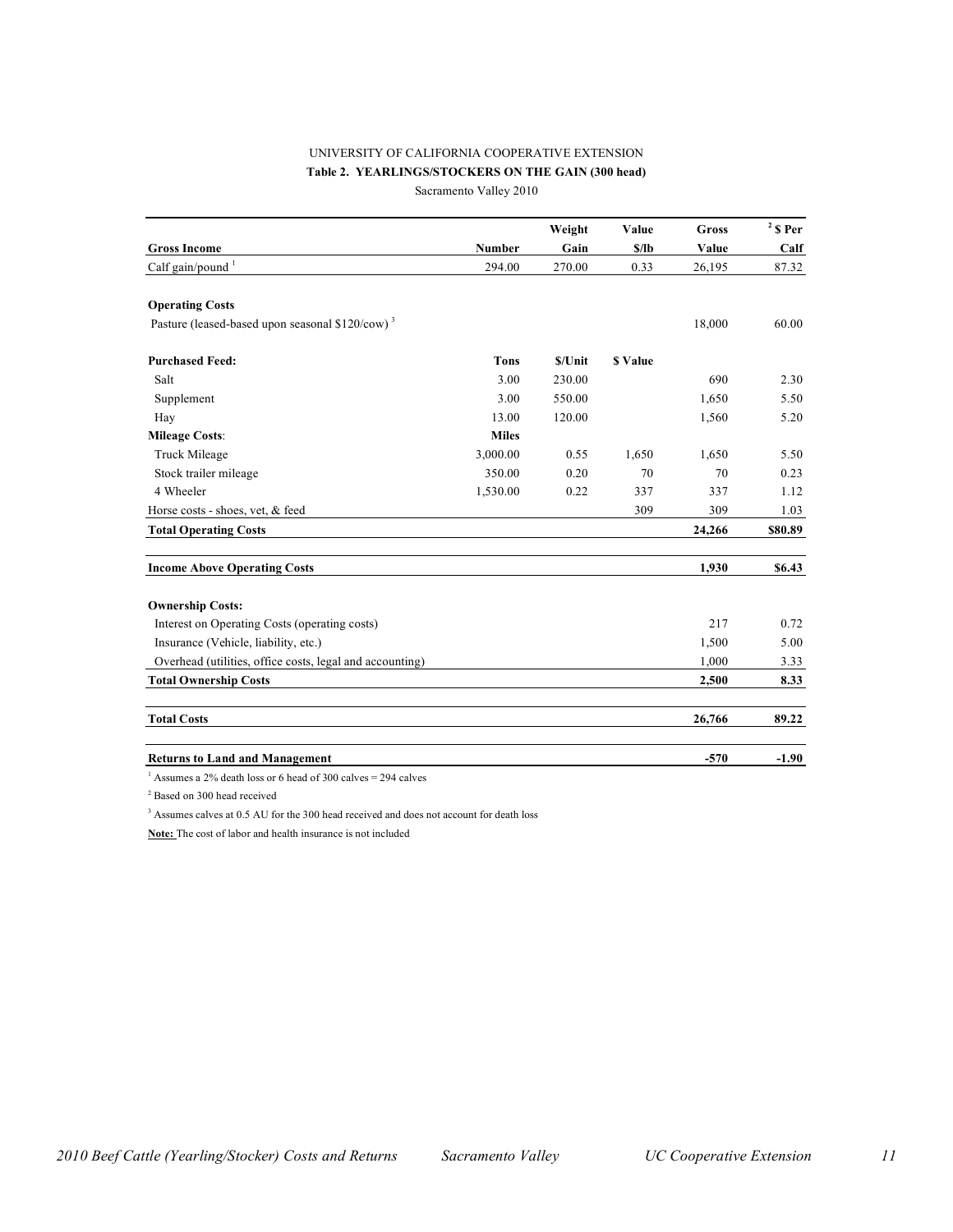UNIVERSITY OF CALIFORNIA COOPERATIVE EXTENSION

**Table 2. YEARLINGS/STOCKERS ON THE GAIN (300 head)**

Sacramento Valley 2010

| **Gross Income** | **Number** | **Weight Gain** | **Value $/lb** | **Gross Value** | [2] **$ Per Calf** |
|---|---|---|---|---|---|
| Calf gain/pound [1] | 294.00 | 270.00 | 0.33 | 26,195 | 87.32 |
| | | | | | |
| **Operating Costs** | | | | | |
| Pasture (leased-based upon seasonal $120/cow) [3] | | | | 18,000 | 60.00 |
| | | | | | |
| **Purchased Feed:** | **Tons** | **$/Unit** | **$ Value** | | |
| Salt | 3.00 | 230.00 | | 690 | 2.30 |
| Supplement | 3.00 | 550.00 | | 1,650 | 5.50 |
| Hay | 13.00 | 120.00 | | 1,560 | 5.20 |
| **Mileage Costs**: | **Miles** | | | | |
| Truck Mileage | 3,000.00 | 0.55 | 1,650 | 1,650 | 5.50 |
| Stock trailer mileage | 350.00 | 0.20 | 70 | 70 | 0.23 |
| 4 Wheeler | 1,530.00 | 0.22 | 337 | 337 | 1.12 |
| Horse costs - shoes, vet, & feed | | | 309 | 309 | 1.03 |
| **Total Operating Costs** | | | | **24,266** | **$80.89** |
| | | | | | |
| **Income Above Operating Costs** | | | | **1,930** | **$6.43** |
| | | | | | |
| **Ownership Costs:** | | | | | |
| Interest on Operating Costs (operating costs) | | | | 217 | 0.72 |
| Insurance (Vehicle, liability, etc.) | | | | 1,500 | 5.00 |
| Overhead (utilities, office costs, legal and accounting) | | | | 1,000 | 3.33 |
| **Total Ownership Costs** | | | | **2,500** | **8.33** |
| | | | | | |
| **Total Costs** | | | | **26,766** | **89.22** |
| | | | | | |
| **Returns to Land and Management** | | | | **-570** | **-1.90** |

[1] Assumes a 2% death loss or 6 head of 300 calves = 294 calves

[2] Based on 300 head received

[3] Assumes calves at 0.5 AU for the 300 head received and does not account for death loss

**Note:** The cost of labor and health insurance is not included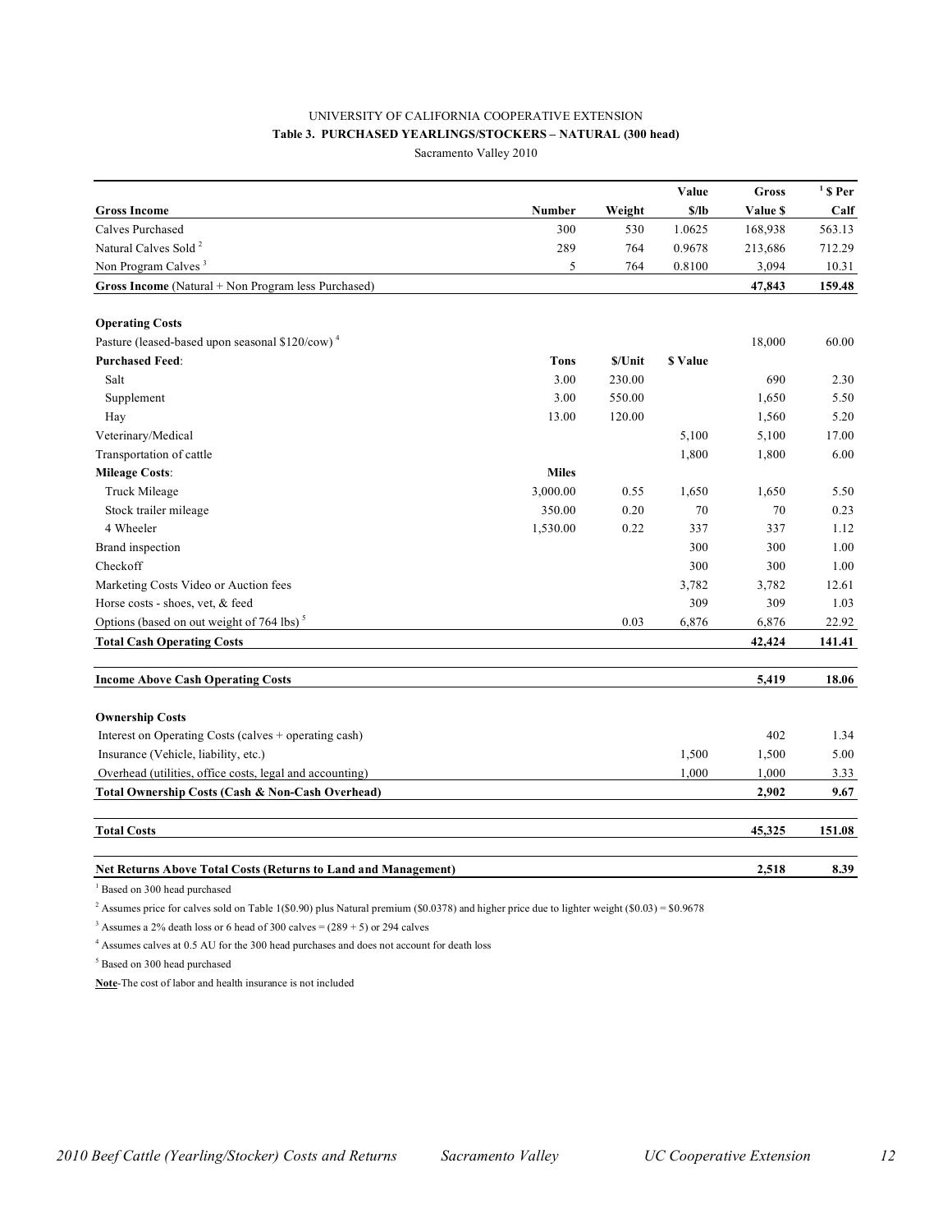UNIVERSITY OF CALIFORNIA COOPERATIVE EXTENSION

**Table 3. PURCHASED YEARLINGS/STOCKERS – NATURAL (300 head)**

Sacramento Valley 2010

| **Gross Income** | **Number** | **Weight** | **Value $/lb** | **Gross Value $** | **[1] $ Per Calf** |
|---|---|---|---|---|---|
| Calves Purchased | 300 | 530 | 1.0625 | 168,938 | 563.13 |
| Natural Calves Sold [2] | 289 | 764 | 0.9678 | 213,686 | 712.29 |
| Non Program Calves [3] | 5 | 764 | 0.8100 | 3,094 | 10.31 |
| **Gross Income** (Natural + Non Program less Purchased) | | | | **47,843** | **159.48** |
| | | | | | |
| **Operating Costs** | | | | | |
| Pasture (leased-based upon seasonal $120/cow) [4] | | | | 18,000 | 60.00 |
| **Purchased Feed**: | **Tons** | **$/Unit** | **$ Value** | | |
| Salt | 3.00 | 230.00 | | 690 | 2.30 |
| Supplement | 3.00 | 550.00 | | 1,650 | 5.50 |
| Hay | 13.00 | 120.00 | | 1,560 | 5.20 |
| Veterinary/Medical | | | 5,100 | 5,100 | 17.00 |
| Transportation of cattle | | | 1,800 | 1,800 | 6.00 |
| **Mileage Costs**: | **Miles** | | | | |
| Truck Mileage | 3,000.00 | 0.55 | 1,650 | 1,650 | 5.50 |
| Stock trailer mileage | 350.00 | 0.20 | 70 | 70 | 0.23 |
| 4 Wheeler | 1,530.00 | 0.22 | 337 | 337 | 1.12 |
| Brand inspection | | | 300 | 300 | 1.00 |
| Checkoff | | | 300 | 300 | 1.00 |
| Marketing Costs Video or Auction fees | | | 3,782 | 3,782 | 12.61 |
| Horse costs - shoes, vet, & feed | | | 309 | 309 | 1.03 |
| Options (based on out weight of 764 lbs) [5] | | 0.03 | 6,876 | 6,876 | 22.92 |
| **Total Cash Operating Costs** | | | | **42,424** | **141.41** |
| | | | | | |
| **Income Above Cash Operating Costs** | | | | **5,419** | **18.06** |
| | | | | | |
| **Ownership Costs** | | | | | |
| Interest on Operating Costs (calves + operating cash) | | | | 402 | 1.34 |
| Insurance (Vehicle, liability, etc.) | | | 1,500 | 1,500 | 5.00 |
| Overhead (utilities, office costs, legal and accounting) | | | 1,000 | 1,000 | 3.33 |
| **Total Ownership Costs (Cash & Non-Cash Overhead)** | | | | **2,902** | **9.67** |
| | | | | | |
| **Total Costs** | | | | **45,325** | **151.08** |
| | | | | | |
| **Net Returns Above Total Costs (Returns to Land and Management)** | | | | **2,518** | **8.39** |

[1] Based on 300 head purchased

[2] Assumes price for calves sold on Table 1($0.90) plus Natural premium ($0.0378) and higher price due to lighter weight ($0.03) = $0.9678

[3] Assumes a 2% death loss or 6 head of 300 calves = (289 + 5) or 294 calves

[4] Assumes calves at 0.5 AU for the 300 head purchases and does not account for death loss

[5] Based on 300 head purchased

**Note**-The cost of labor and health insurance is not included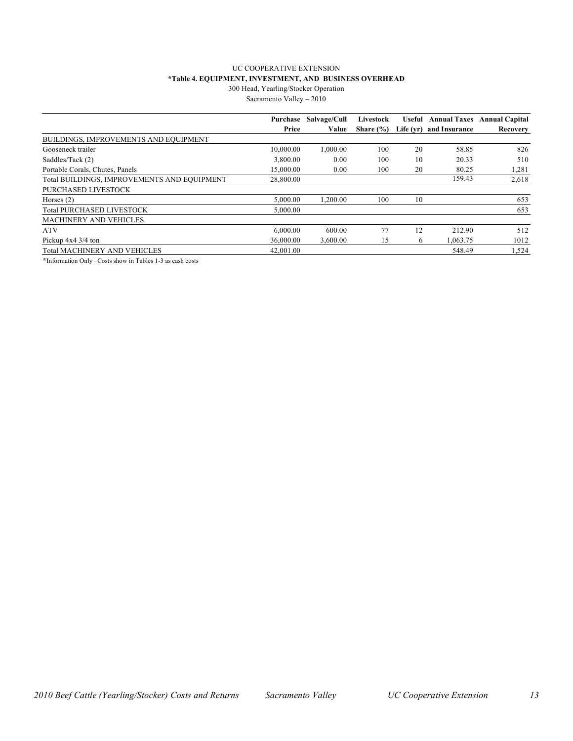UC COOPERATIVE EXTENSION

**\*Table 4. EQUIPMENT, INVESTMENT, AND BUSINESS OVERHEAD**

300 Head, Yearling/Stocker Operation

Sacramento Valley – 2010

| | Purchase Price | Salvage/Cull Value | Livestock Share (%) | Useful Life (yr) | Annual Taxes and Insurance | Annual Capital Recovery |
|---|---|---|---|---|---|---|
| BUILDINGS, IMPROVEMENTS AND EQUIPMENT | | | | | | |
| Gooseneck trailer | 10,000.00 | 1,000.00 | 100 | 20 | 58.85 | 826 |
| Saddles/Tack (2) | 3,800.00 | 0.00 | 100 | 10 | 20.33 | 510 |
| Portable Corals, Chutes, Panels | 15,000.00 | 0.00 | 100 | 20 | 80.25 | 1,281 |
| Total BUILDINGS, IMPROVEMENTS AND EQUIPMENT | 28,800.00 | | | | 159.43 | 2,618 |
| PURCHASED LIVESTOCK | | | | | | |
| Horses (2) | 5,000.00 | 1,200.00 | 100 | 10 | | 653 |
| Total PURCHASED LIVESTOCK | 5,000.00 | | | | | 653 |
| MACHINERY AND VEHICLES | | | | | | |
| ATV | 6,000.00 | 600.00 | 77 | 12 | 212.90 | 512 |
| Pickup 4x4 3/4 ton | 36,000.00 | 3,600.00 | 15 | 6 | 1,063.75 | 1012 |
| Total MACHINERY AND VEHICLES | 42,001.00 | | | | 548.49 | 1,524 |

\*Information Only –Costs show in Tables 1-3 as cash costs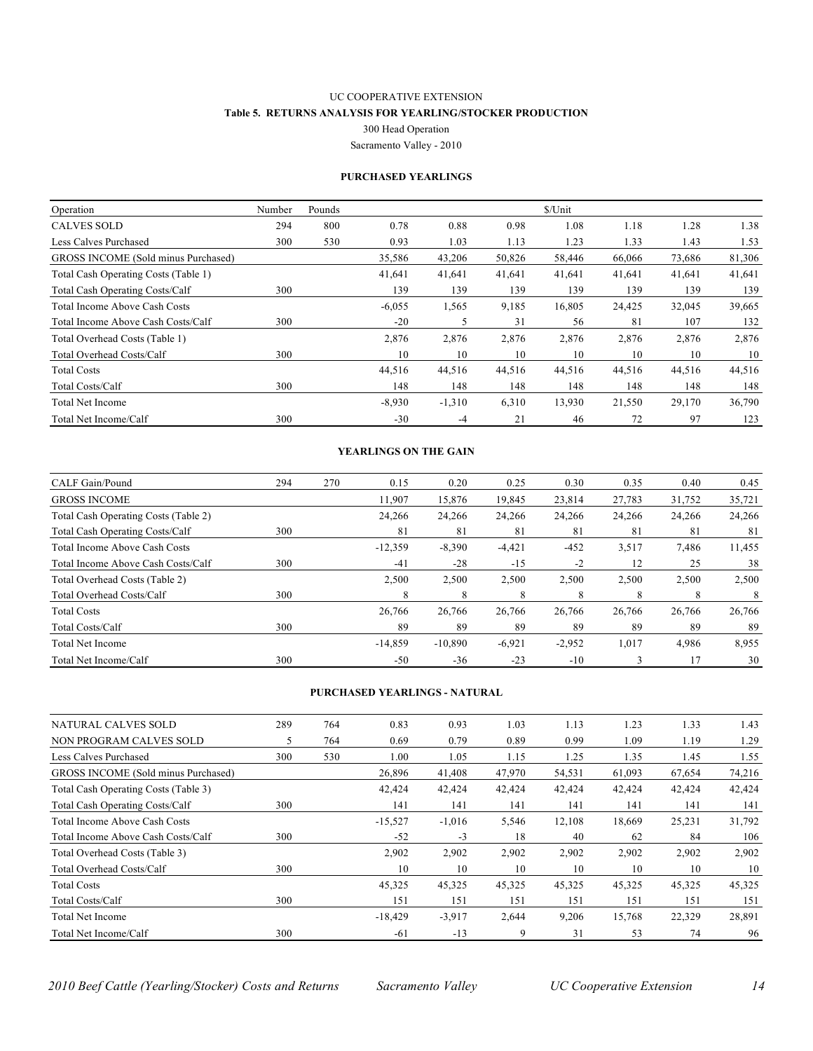UC COOPERATIVE EXTENSION

**Table 5. RETURNS ANALYSIS FOR YEARLING/STOCKER PRODUCTION**

300 Head Operation

Sacramento Valley - 2010

**PURCHASED YEARLINGS**

| Operation | Number | Pounds | $/Unit | | | | | | |
|---|---|---|---|---|---|---|---|---|---|
| CALVES SOLD | 294 | 800 | 0.78 | 0.88 | 0.98 | 1.08 | 1.18 | 1.28 | 1.38 |
| Less Calves Purchased | 300 | 530 | 0.93 | 1.03 | 1.13 | 1.23 | 1.33 | 1.43 | 1.53 |
| GROSS INCOME (Sold minus Purchased) | | | 35,586 | 43,206 | 50,826 | 58,446 | 66,066 | 73,686 | 81,306 |
| Total Cash Operating Costs (Table 1) | | | 41,641 | 41,641 | 41,641 | 41,641 | 41,641 | 41,641 | 41,641 |
| Total Cash Operating Costs/Calf | 300 | | 139 | 139 | 139 | 139 | 139 | 139 | 139 |
| Total Income Above Cash Costs | | | -6,055 | 1,565 | 9,185 | 16,805 | 24,425 | 32,045 | 39,665 |
| Total Income Above Cash Costs/Calf | 300 | | -20 | 5 | 31 | 56 | 81 | 107 | 132 |
| Total Overhead Costs (Table 1) | | | 2,876 | 2,876 | 2,876 | 2,876 | 2,876 | 2,876 | 2,876 |
| Total Overhead Costs/Calf | 300 | | 10 | 10 | 10 | 10 | 10 | 10 | 10 |
| Total Costs | | | 44,516 | 44,516 | 44,516 | 44,516 | 44,516 | 44,516 | 44,516 |
| Total Costs/Calf | 300 | | 148 | 148 | 148 | 148 | 148 | 148 | 148 |
| Total Net Income | | | -8,930 | -1,310 | 6,310 | 13,930 | 21,550 | 29,170 | 36,790 |
| Total Net Income/Calf | 300 | | -30 | -4 | 21 | 46 | 72 | 97 | 123 |

**YEARLINGS ON THE GAIN**

| CALF Gain/Pound | 294 | 270 | 0.15 | 0.20 | 0.25 | 0.30 | 0.35 | 0.40 | 0.45 |
|---|---|---|---|---|---|---|---|---|---|
| GROSS INCOME | | | 11,907 | 15,876 | 19,845 | 23,814 | 27,783 | 31,752 | 35,721 |
| Total Cash Operating Costs (Table 2) | | | 24,266 | 24,266 | 24,266 | 24,266 | 24,266 | 24,266 | 24,266 |
| Total Cash Operating Costs/Calf | 300 | | 81 | 81 | 81 | 81 | 81 | 81 | 81 |
| Total Income Above Cash Costs | | | -12,359 | -8,390 | -4,421 | -452 | 3,517 | 7,486 | 11,455 |
| Total Income Above Cash Costs/Calf | 300 | | -41 | -28 | -15 | -2 | 12 | 25 | 38 |
| Total Overhead Costs (Table 2) | | | 2,500 | 2,500 | 2,500 | 2,500 | 2,500 | 2,500 | 2,500 |
| Total Overhead Costs/Calf | 300 | | 8 | 8 | 8 | 8 | 8 | 8 | 8 |
| Total Costs | | | 26,766 | 26,766 | 26,766 | 26,766 | 26,766 | 26,766 | 26,766 |
| Total Costs/Calf | 300 | | 89 | 89 | 89 | 89 | 89 | 89 | 89 |
| Total Net Income | | | -14,859 | -10,890 | -6,921 | -2,952 | 1,017 | 4,986 | 8,955 |
| Total Net Income/Calf | 300 | | -50 | -36 | -23 | -10 | 3 | 17 | 30 |

**PURCHASED YEARLINGS - NATURAL**

| NATURAL CALVES SOLD | 289 | 764 | 0.83 | 0.93 | 1.03 | 1.13 | 1.23 | 1.33 | 1.43 |
|---|---|---|---|---|---|---|---|---|---|
| NON PROGRAM CALVES SOLD | 5 | 764 | 0.69 | 0.79 | 0.89 | 0.99 | 1.09 | 1.19 | 1.29 |
| Less Calves Purchased | 300 | 530 | 1.00 | 1.05 | 1.15 | 1.25 | 1.35 | 1.45 | 1.55 |
| GROSS INCOME (Sold minus Purchased) | | | 26,896 | 41,408 | 47,970 | 54,531 | 61,093 | 67,654 | 74,216 |
| Total Cash Operating Costs (Table 3) | | | 42,424 | 42,424 | 42,424 | 42,424 | 42,424 | 42,424 | 42,424 |
| Total Cash Operating Costs/Calf | 300 | | 141 | 141 | 141 | 141 | 141 | 141 | 141 |
| Total Income Above Cash Costs | | | -15,527 | -1,016 | 5,546 | 12,108 | 18,669 | 25,231 | 31,792 |
| Total Income Above Cash Costs/Calf | 300 | | -52 | -3 | 18 | 40 | 62 | 84 | 106 |
| Total Overhead Costs (Table 3) | | | 2,902 | 2,902 | 2,902 | 2,902 | 2,902 | 2,902 | 2,902 |
| Total Overhead Costs/Calf | 300 | | 10 | 10 | 10 | 10 | 10 | 10 | 10 |
| Total Costs | | | 45,325 | 45,325 | 45,325 | 45,325 | 45,325 | 45,325 | 45,325 |
| Total Costs/Calf | 300 | | 151 | 151 | 151 | 151 | 151 | 151 | 151 |
| Total Net Income | | | -18,429 | -3,917 | 2,644 | 9,206 | 15,768 | 22,329 | 28,891 |
| Total Net Income/Calf | 300 | | -61 | -13 | 9 | 31 | 53 | 74 | 96 |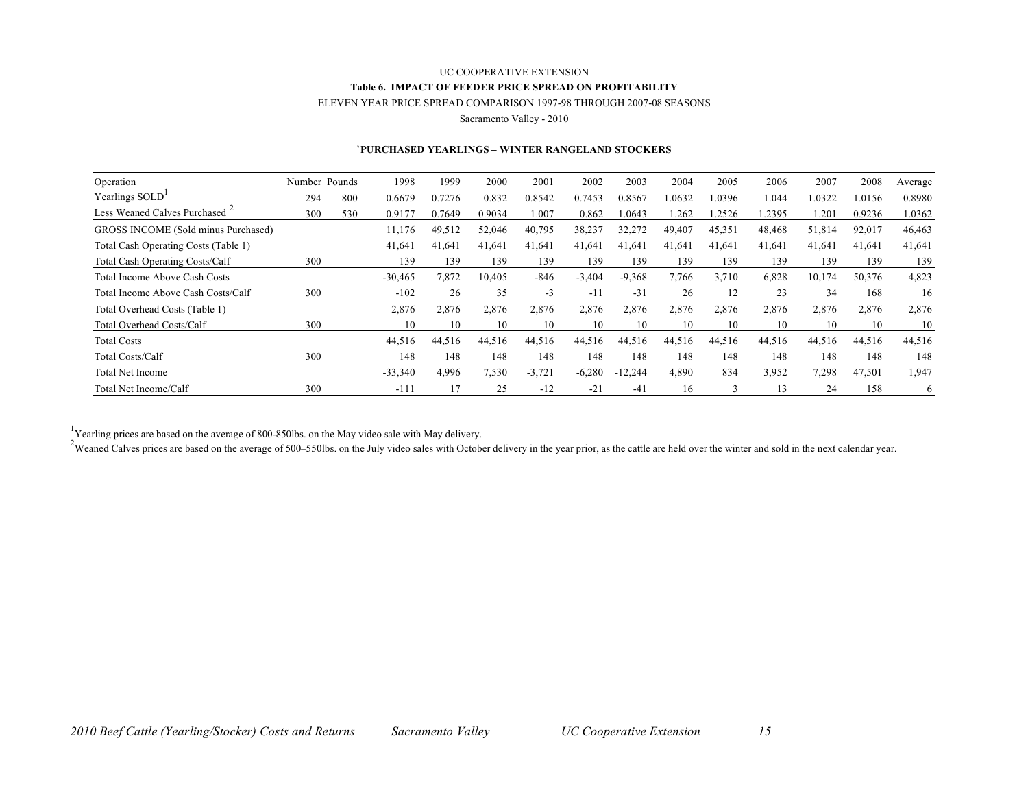UC COOPERATIVE EXTENSION

**Table 6. IMPACT OF FEEDER PRICE SPREAD ON PROFITABILITY**

ELEVEN YEAR PRICE SPREAD COMPARISON 1997-98 THROUGH 2007-08 SEASONS

Sacramento Valley - 2010

**`PURCHASED YEARLINGS – WINTER RANGELAND STOCKERS**

| Operation | Number | Pounds | 1998 | 1999 | 2000 | 2001 | 2002 | 2003 | 2004 | 2005 | 2006 | 2007 | 2008 | Average |
|---|---|---|---|---|---|---|---|---|---|---|---|---|---|---|
| Yearlings SOLD[1] | 294 | 800 | 0.6679 | 0.7276 | 0.832 | 0.8542 | 0.7453 | 0.8567 | 1.0632 | 1.0396 | 1.044 | 1.0322 | 1.0156 | 0.8980 |
| Less Weaned Calves Purchased [2] | 300 | 530 | 0.9177 | 0.7649 | 0.9034 | 1.007 | 0.862 | 1.0643 | 1.262 | 1.2526 | 1.2395 | 1.201 | 0.9236 | 1.0362 |
| GROSS INCOME (Sold minus Purchased) | | | 11,176 | 49,512 | 52,046 | 40,795 | 38,237 | 32,272 | 49,407 | 45,351 | 48,468 | 51,814 | 92,017 | 46,463 |
| Total Cash Operating Costs (Table 1) | | | 41,641 | 41,641 | 41,641 | 41,641 | 41,641 | 41,641 | 41,641 | 41,641 | 41,641 | 41,641 | 41,641 | 41,641 |
| Total Cash Operating Costs/Calf | 300 | | 139 | 139 | 139 | 139 | 139 | 139 | 139 | 139 | 139 | 139 | 139 | 139 |
| Total Income Above Cash Costs | | | -30,465 | 7,872 | 10,405 | -846 | -3,404 | -9,368 | 7,766 | 3,710 | 6,828 | 10,174 | 50,376 | 4,823 |
| Total Income Above Cash Costs/Calf | 300 | | -102 | 26 | 35 | -3 | -11 | -31 | 26 | 12 | 23 | 34 | 168 | 16 |
| Total Overhead Costs (Table 1) | | | 2,876 | 2,876 | 2,876 | 2,876 | 2,876 | 2,876 | 2,876 | 2,876 | 2,876 | 2,876 | 2,876 | 2,876 |
| Total Overhead Costs/Calf | 300 | | 10 | 10 | 10 | 10 | 10 | 10 | 10 | 10 | 10 | 10 | 10 | 10 |
| Total Costs | | | 44,516 | 44,516 | 44,516 | 44,516 | 44,516 | 44,516 | 44,516 | 44,516 | 44,516 | 44,516 | 44,516 | 44,516 |
| Total Costs/Calf | 300 | | 148 | 148 | 148 | 148 | 148 | 148 | 148 | 148 | 148 | 148 | 148 | 148 |
| Total Net Income | | | -33,340 | 4,996 | 7,530 | -3,721 | -6,280 | -12,244 | 4,890 | 834 | 3,952 | 7,298 | 47,501 | 1,947 |
| Total Net Income/Calf | 300 | | -111 | 17 | 25 | -12 | -21 | -41 | 16 | 3 | 13 | 24 | 158 | 6 |

[1] Yearling prices are based on the average of 800-850lbs. on the May video sale with May delivery.

[2] Weaned Calves prices are based on the average of 500–550lbs. on the July video sales with October delivery in the year prior, as the cattle are held over the winter and sold in the next calendar year.